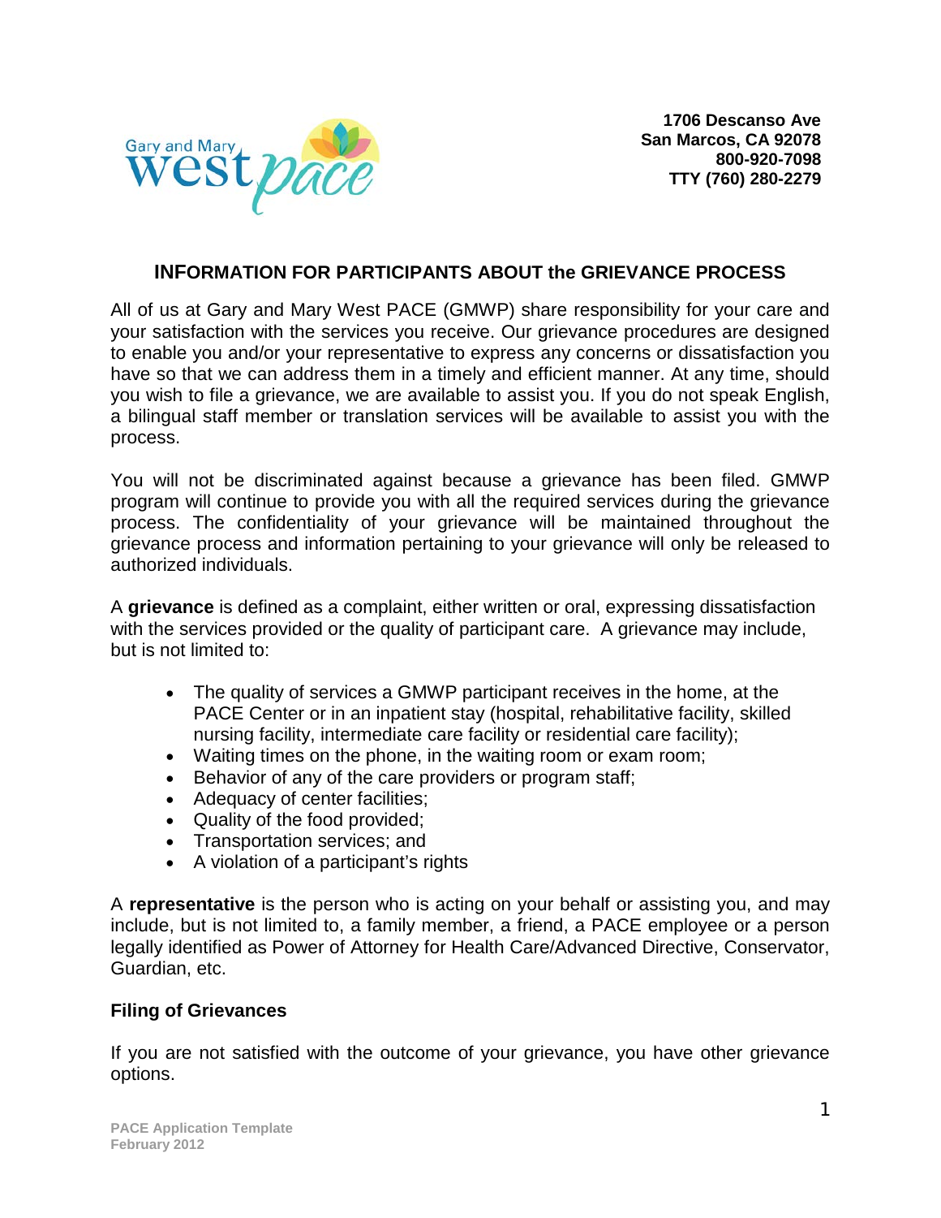Gary and Mary West PACE

**1706 Descanso Ave**
**San Marcos, CA 92078**
**800-920-7098**
**TTY (760) 280-2279**

## INFORMATION FOR PARTICIPANTS ABOUT the GRIEVANCE PROCESS

All of us at Gary and Mary West PACE (GMWP) share responsibility for your care and your satisfaction with the services you receive. Our grievance procedures are designed to enable you and/or your representative to express any concerns or dissatisfaction you have so that we can address them in a timely and efficient manner. At any time, should you wish to file a grievance, we are available to assist you. If you do not speak English, a bilingual staff member or translation services will be available to assist you with the process.

You will not be discriminated against because a grievance has been filed. GMWP program will continue to provide you with all the required services during the grievance process. The confidentiality of your grievance will be maintained throughout the grievance process and information pertaining to your grievance will only be released to authorized individuals.

A **grievance** is defined as a complaint, either written or oral, expressing dissatisfaction with the services provided or the quality of participant care. A grievance may include, but is not limited to:

- The quality of services a GMWP participant receives in the home, at the PACE Center or in an inpatient stay (hospital, rehabilitative facility, skilled nursing facility, intermediate care facility or residential care facility);
- Waiting times on the phone, in the waiting room or exam room;
- Behavior of any of the care providers or program staff;
- Adequacy of center facilities;
- Quality of the food provided;
- Transportation services; and
- A violation of a participant's rights

A **representative** is the person who is acting on your behalf or assisting you, and may include, but is not limited to, a family member, a friend, a PACE employee or a person legally identified as Power of Attorney for Health Care/Advanced Directive, Conservator, Guardian, etc.

### Filing of Grievances

If you are not satisfied with the outcome of your grievance, you have other grievance options.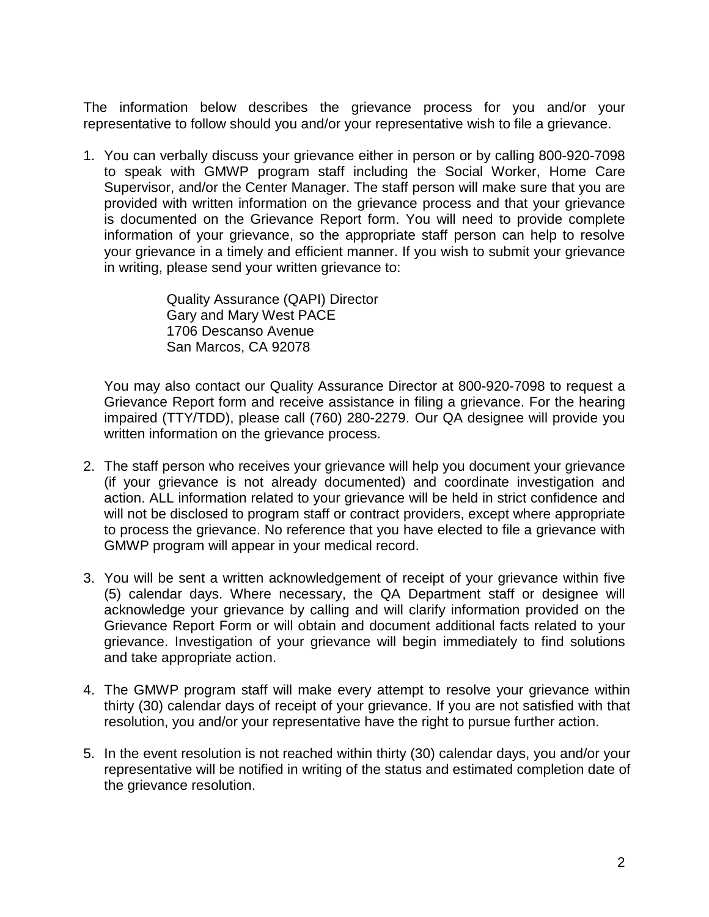The information below describes the grievance process for you and/or your representative to follow should you and/or your representative wish to file a grievance.

1. You can verbally discuss your grievance either in person or by calling 800-920-7098 to speak with GMWP program staff including the Social Worker, Home Care Supervisor, and/or the Center Manager. The staff person will make sure that you are provided with written information on the grievance process and that your grievance is documented on the Grievance Report form. You will need to provide complete information of your grievance, so the appropriate staff person can help to resolve your grievance in a timely and efficient manner. If you wish to submit your grievance in writing, please send your written grievance to:

   Quality Assurance (QAPI) Director
   Gary and Mary West PACE
   1706 Descanso Avenue
   San Marcos, CA 92078

   You may also contact our Quality Assurance Director at 800-920-7098 to request a Grievance Report form and receive assistance in filing a grievance. For the hearing impaired (TTY/TDD), please call (760) 280-2279. Our QA designee will provide you written information on the grievance process.

2. The staff person who receives your grievance will help you document your grievance (if your grievance is not already documented) and coordinate investigation and action. ALL information related to your grievance will be held in strict confidence and will not be disclosed to program staff or contract providers, except where appropriate to process the grievance. No reference that you have elected to file a grievance with GMWP program will appear in your medical record.

3. You will be sent a written acknowledgement of receipt of your grievance within five (5) calendar days. Where necessary, the QA Department staff or designee will acknowledge your grievance by calling and will clarify information provided on the Grievance Report Form or will obtain and document additional facts related to your grievance. Investigation of your grievance will begin immediately to find solutions and take appropriate action.

4. The GMWP program staff will make every attempt to resolve your grievance within thirty (30) calendar days of receipt of your grievance. If you are not satisfied with that resolution, you and/or your representative have the right to pursue further action.

5. In the event resolution is not reached within thirty (30) calendar days, you and/or your representative will be notified in writing of the status and estimated completion date of the grievance resolution.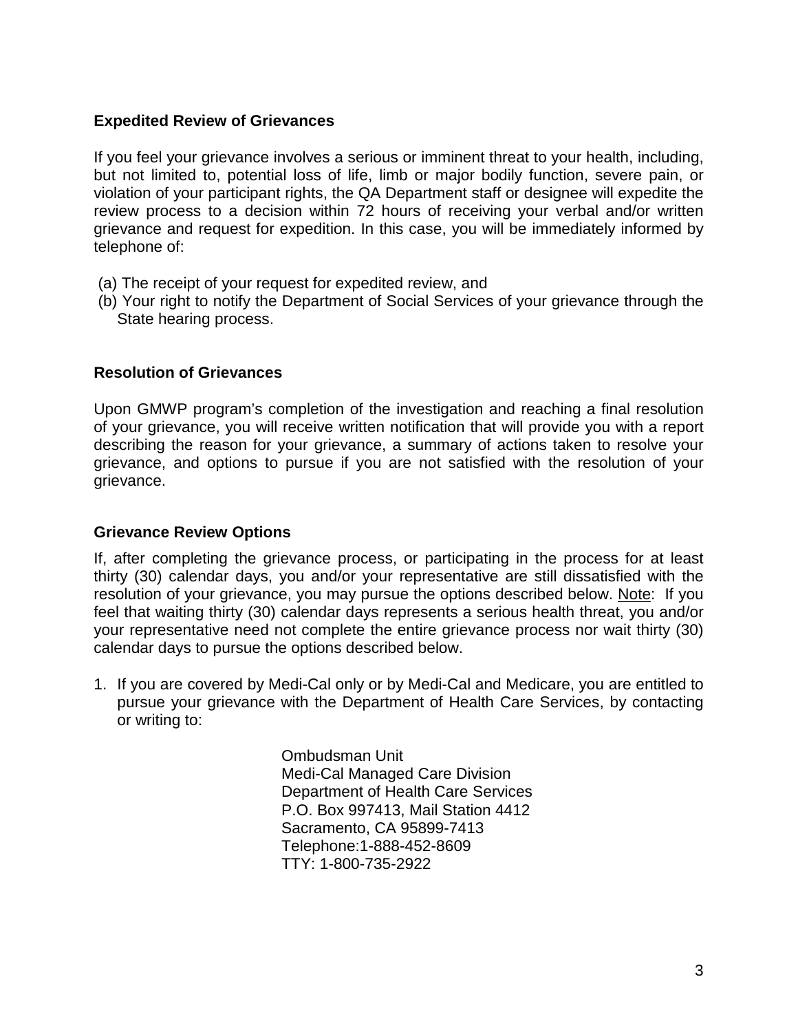### Expedited Review of Grievances

If you feel your grievance involves a serious or imminent threat to your health, including, but not limited to, potential loss of life, limb or major bodily function, severe pain, or violation of your participant rights, the QA Department staff or designee will expedite the review process to a decision within 72 hours of receiving your verbal and/or written grievance and request for expedition. In this case, you will be immediately informed by telephone of:

(a) The receipt of your request for expedited review, and
(b) Your right to notify the Department of Social Services of your grievance through the State hearing process.

### Resolution of Grievances

Upon GMWP program's completion of the investigation and reaching a final resolution of your grievance, you will receive written notification that will provide you with a report describing the reason for your grievance, a summary of actions taken to resolve your grievance, and options to pursue if you are not satisfied with the resolution of your grievance.

### Grievance Review Options

If, after completing the grievance process, or participating in the process for at least thirty (30) calendar days, you and/or your representative are still dissatisfied with the resolution of your grievance, you may pursue the options described below. Note: If you feel that waiting thirty (30) calendar days represents a serious health threat, you and/or your representative need not complete the entire grievance process nor wait thirty (30) calendar days to pursue the options described below.

1. If you are covered by Medi-Cal only or by Medi-Cal and Medicare, you are entitled to pursue your grievance with the Department of Health Care Services, by contacting or writing to:

   Ombudsman Unit
   Medi-Cal Managed Care Division
   Department of Health Care Services
   P.O. Box 997413, Mail Station 4412
   Sacramento, CA 95899-7413
   Telephone:1-888-452-8609
   TTY: 1-800-735-2922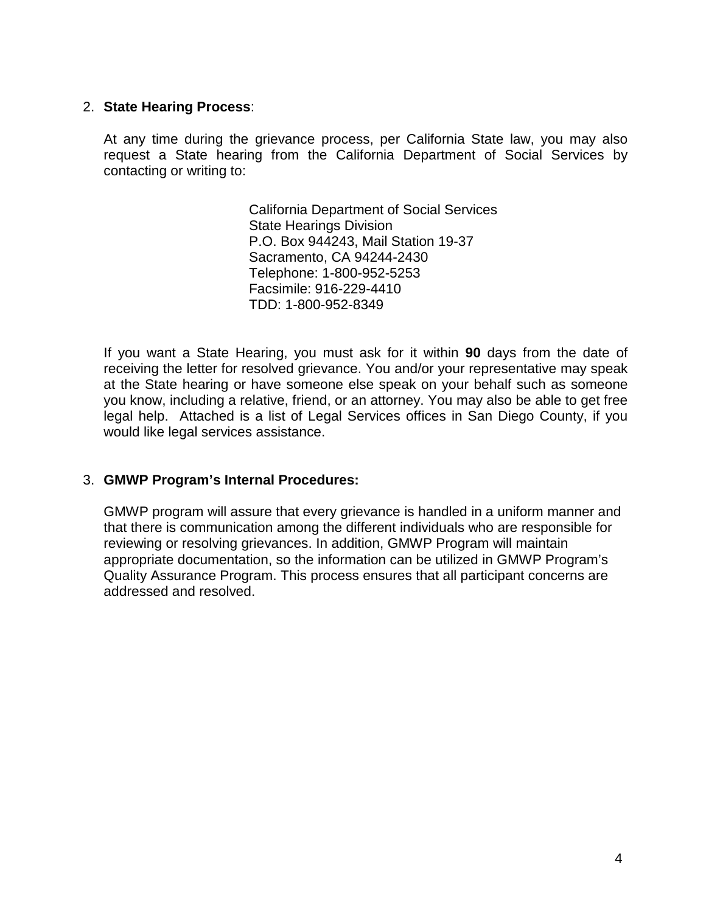2. **State Hearing Process**:

   At any time during the grievance process, per California State law, you may also request a State hearing from the California Department of Social Services by contacting or writing to:

   California Department of Social Services
   State Hearings Division
   P.O. Box 944243, Mail Station 19-37
   Sacramento, CA 94244-2430
   Telephone: 1-800-952-5253
   Facsimile: 916-229-4410
   TDD: 1-800-952-8349

   If you want a State Hearing, you must ask for it within **90** days from the date of receiving the letter for resolved grievance. You and/or your representative may speak at the State hearing or have someone else speak on your behalf such as someone you know, including a relative, friend, or an attorney. You may also be able to get free legal help. Attached is a list of Legal Services offices in San Diego County, if you would like legal services assistance.

3. **GMWP Program's Internal Procedures:**

   GMWP program will assure that every grievance is handled in a uniform manner and that there is communication among the different individuals who are responsible for reviewing or resolving grievances. In addition, GMWP Program will maintain appropriate documentation, so the information can be utilized in GMWP Program's Quality Assurance Program. This process ensures that all participant concerns are addressed and resolved.